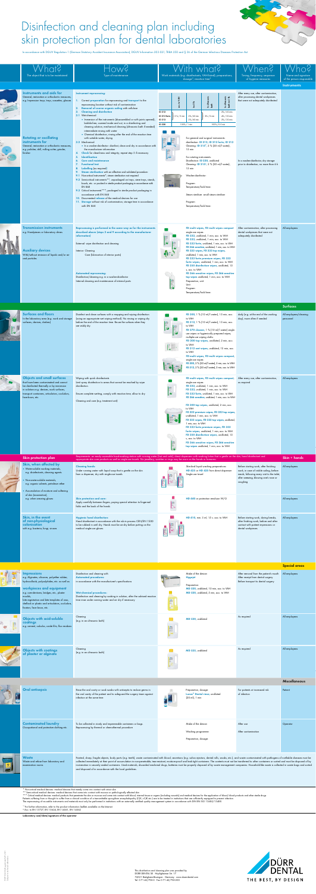# Disinfection and cleaning plan including skin protection plan for dental laboratories

In accordance with DGUV Regulation 1 (German Statutory Accident Insurance Association), DGUV Information 203 021, TRBA 250 and § 36 of the German Infectious Diseases Protection Act

| What? The object that is to be maintained | How? Type of maintenance | With what? Work materials (e.g. disinfectants, VAH-listed), preparations, dosages[1], reaction time[2] | When? Timing, frequency, sequence of hygiene measures | Who? Name and signature of the person responsible |
|---|---|---|---|---|
| **Instruments** | | | | |
| **Instruments and aids for** General, restorative or orthodontic measures, e.g. impression trays, trays, cassettes, glasses<br><br>**Rotating or oscillating instruments for** General, restorative or orthodontic measures, e.g. polishers, drill, milling cutter, grinder, finisher | **Instrument reprocessing:**<br>1. Correct preparation for reprocessing and transport to the reprocessing location without risk of contamination<br>2. Removal of coarse organic soiling with cellulose<br>2. Cleaning and disinfection<br>2.1 Wet-chemical:<br>• Immersion of the instruments (disassembled or with joints opened), bubble-free, covered inside and out, in a disinfecting and cleaning solution, mechanical cleaning (ultrasonic bath if needed) intermediate rinsing with water<br>• Chemical disinfection, rinsing after the end of the reaction time with suitable water, drying<br>2.2 Mechanical:<br>• In a washer-disinfector: disinfect, clean and dry in accordance with the manufacturer information<br>4. Check for cleanliness and integrity, repeat step 2 if necessary<br>5. Identification<br>6. Care and maintenance<br>7. Functional test<br>8. Labelling (as required)<br>9. Steam sterilisation with an effective and validated procedure:<br>9.1 Non-critical instruments*: steam sterilisation not required<br>9.2 Semi-critical instruments**: unpackaged on trays, cases-trays, stands, bowls, etc. or packed in sterile product packaging in accordance with EN 868<br>9.3 Critical instruments***: packaged in sterile product packaging in accordance with EN 868<br>10. Documented release of the medical devices for use<br>11. Storage without risk of contamination, storage time in accordance with EN 868 | ID 212 / ID 212 forte / ID 213 / ID 220: dosage and reaction time table (ID 212: 2 % / 5 min; 3 % / 60 min; ID 212 forte: 2 % / 5 min; ID 213: 2 % / 60 min; 3 % / 5 min; ID 220: 100 % / 1 min; 100 % / 5 min)<br><br>For general and surgical instruments disinfection: ID 212, ID 212 forte, ID 213<br>Cleaning: ID 215\*, 5 % (50 ml/l water), 10 min<br><br>For rotating instruments:<br>Disinfection: ID 220, undiluted<br>Cleaning: ID 215\*, 5 % (50 ml/l water), 10 min<br><br>Washer-disinfector<br><br>Program:<br>Temperature/hold time<br><br>Steam sterilizer, small steam sterilizer<br><br>Program:<br>Temperature/hold time | After every use, after contamination, after processing dental workpieces that were not adequately disinfected<br><br>In a washer-disinfector, dry storage prior to disinfection, no more than 6 h | |
| **Transmission instruments** e.g. Handpieces or laboratory drives<br><br>**Auxiliary devices** With/without emission of liquids and/or air and particles | Reprocessing is performed in the same way as for the instruments described above (steps 2 and 9 according to the manufacturer information)<br><br>External: wipe disinfection and cleaning<br><br>Interior: Cleaning<br>Care (lubrication of interior parts)<br><br>**Automated reprocessing:**<br>Disinfection/cleaning e.g. in a washer-disinfector<br>Internal cleaning and maintenance of internal parts | FD multi wipes, FD multi wipes compact single-use wipes<br>FD 322, undiluted, 1 min, acc. to VAH<br>FD 333, undiluted, 1 min, acc. to VAH<br>FD 333 forte, undiluted, 1 min, acc. to VAH<br>FD 366 sensitive, undiluted, 1 min, acc. to VAH<br>FD 322 wipes, FD 322 top wipes, undiluted, 1 min, acc. to VAH<br>FD 333 forte premium wipes, FD 333 forte wipes, undiluted, 1 min, acc. to VAH<br>FD 350 disinfection wipes, undiluted, 15 s, acc. to VAH<br>FD 366 sensitive wipes, FD 366 sensitive top wipes undiluted, 1 min, acc. to VAH<br>Preparation, unit<br>Unit:<br>Program:<br>Temperature/hold time | After contamination, after processing dental workpieces that were not adequately disinfected | All employees |
| **Surfaces** | | | | |
| **Surfaces and floors** In the laboratory area (e.g. work and storage surfaces, devices, shelves) | Disinfect and clean surfaces with a mopping and wiping disinfection (using an appropriate wet wiping method). No rinsing or wiping dry before the end of the reaction time. Re-use the surfaces when they are visibly dry. | FD 300, 1 % (10 ml/l water), 15 min, acc. to VAH<br>FD 312, 1 % (10 ml/l water), 15 min, acc. to VAH<br>FD 370 cleaner, 1 % (10 ml/l water) single-use wipes or hygienically prepared wipes, multiple-use wiping cloths<br>FD 300 top wipes, undiluted, 2 min, acc. to VAH<br>FD 312 wet wipes, undiluted, 15 min, acc. to VAH<br>FD multi wipes, FD multi wipes compact, single-use wipes<br>FD 300, 2 % (20 ml/l water), 5 min, acc. to VAH<br>FD 312, 2 % (20 ml/l water), 5 min, acc. to VAH | daily (e.g. at the end of the working day), more often if needed | All employees/cleaning personnel |
| **Objects and small surfaces** that have been contaminated and cannot be disinfected thermally or by immersion in solutions e.g. devices, work surfaces, transport containers, articulators, occluders, functions, etc. | Wiping with quick disinfectants<br>Limit spray disinfection to areas that cannot be reached by wipe disinfection.<br><br>Ensure complete wetting, comply with reaction time, allow to dry<br><br>Cleaning and care (e.g. treatment unit) | FD multi wipes, FD multi wipes compact, single-use wipes<br>FD 322, undiluted, 1 min, acc. to VAH<br>FD 333, undiluted, 1 min, acc. to VAH<br>FD 333 forte, undiluted, 1 min, acc. to VAH<br>FD 366 sensitive, undiluted, 1 min, acc. to VAH<br><br>FD 300 top wipes, undiluted, 2 min, acc. to VAH<br>FD 322 premium wipes, FD 322 top wipes, undiluted, 1 min, acc. to VAH<br>FD 333 wipes, FD 333 top wipes, undiluted, 1 min, acc. to VAH<br>FD 333 forte premium wipes, FD 333 forte wipes, undiluted, 1 min, acc. to VAH<br>FD 350 disinfection wipes, undiluted, 15 s, acc. to VAH<br>FD 366 sensitive wipes, FD 366 sensitive top wipes undiluted, 1 min, acc. to VAH | After every use, after contamination, as required | All employees |
| **Skin protection plan** | Requirements: an easily accessible hand-washing station with running water (hot and cold), direct dispensers with washing lotion that is gentle on the skin, hand disinfectant and appropriate skin care products as well as single-use towels. No jewellery, watches or rings may be worn on the hands or forearms. | | | **Skin + hands** |
| **Skin, when affected by**<br>• Water-soluble working materials, e.g. disinfectants, cleaning agents<br>• Non-water-soluble materials, e.g. organic solvents, petroleum ether<br>• Accumulation of moisture and softening of skin (maceration), e.g. when wearing gloves | **Cleaning hands:**<br>Under running water with liquid soap that is gentle on the skin from a dispenser, dry with single-use towels<br><br>**Skin protection and care:**<br>Apply carefully between fingers, paying special attention to finger nail folds and the back of the hands | Skin-kind liquid washing preparations:<br>HD 435 or HD 425 from direct dispenser<br>Single-use towel<br><br>HD 440 or protection emulsion W/O | Before starting work, after finishing work, in case of visible soiling, before meals, following every visit to the toilet, after sneezing, blowing one's nose or coughing | All employees |
| **Skin, in the event of non-physiological colonisation** with e.g. bacteria, fungi, viruses | **Hygienic hand disinfection:**<br>Hand disinfectant in accordance with the rub-in process (EN/EN 1500) to be rubbed in until dry. Hands must be on dry before putting on the medical single-use gloves | HD 410, min. 3 ml, 15 s, acc. to VAH | Before starting work, during breaks, after finishing work, before and after contact with patient impressions or dental workpieces | All employees |
| **Special areas** | | | | |
| **Impressions** e.g. Alginates, silicones, polyether rubber, hydrocolloids, polysulphides, etc. as well as<br>**workpieces and equipment** e.g. crown/bridges, bridges, etc., plaster models, bite registration and bite templates of wax, shellack or plastic and articulators, occluders, facebows, face bows, etc. | Disinfection and cleaning with<br>**Automated procedures:**<br>in accordance with the manufacturer's specifications<br><br>**Wet-chemical procedure:**<br>Disinfection and cleaning by soaking in solution, after the advised reaction time rinse under running water and air dry if necessary | Make of the device:<br>**Hygojet**<br><br>Preparation:<br>MD 520, undiluted, 10 min, acc. to VAH<br>MD 520, undiluted, 5 min, acc. to VAH | After removal from the patient's mouth<br>After receipt from dental surgery<br>Before transport to dental surgery | All employees |
| **Objects with acid-soluble coatings** e.g. cement, calculus, oxide film, flux residues | Cleaning<br>(e.g. in an ultrasonic bath) | MD 520, undiluted | As required | All employees |
| **Objects with coatings of plaster or alginate** | Cleaning<br>(e.g. in an ultrasonic bath) | MD 525, undiluted | As required | All employees |
| **Miscellaneous** | | | | |
| **Oral antisepsis** | Rinse the oral cavity or swab swabs with antiseptic to reduce germs in the oral cavity of the patient and to safeguard the surgery team against infection at the same time | Preparation, dosage:<br>Lunos® Dental rinse, undiluted (20 ml), 1 min | For patients at increased risk of infection | Patient |
| **Contaminated laundry** Occupational and protective clothing etc. | To be collected in sturdy and impermeable containers or bags.<br>Reprocessing by thermal or chemothermal procedure | Make of the device:<br><br>Washing programme:<br><br>Preparation, dosage: | After use<br><br>After contamination | Operator |
| **Waste** Waste and refuse from laboratory and examination rooms | Pointed, sharp, fragile objects, body parts (e.g. teeth), waste contaminated with blood, secretions (e.g. saliva ejector, dental rolls, swabs, etc.), and waste contaminated with pathogens of notifiable diseases must be collected immediately at their point of accumulation in non-penetrable, tear-resistant, moisture-proof and leak-tight containers. The contents must not be transferred to other containers or sorted and must be disposed of by incineration in securely sealed containers. Used materials, discarded medicinal drugs, batteries must be properly disposed of by waste management companies. Household-like waste is collected in waste bags and collected and disposed of in accordance with the local guidelines. | | | |

\* Non-critical medical devices: medical devices that merely come into contact with intact skin

\*\* Semi-critical medical devices: medical devices that come into contact with mucosa or pathologically affected skin

\*\*\* Critical medical devices: medical products that penetrate the skin or mucosa and come into contact with blood, internal tissue or organs (including wounds) and medical devices for the application of blood, blood products and other sterile drugs
Patients suffering from or thought to suffer from a clinical condition of a transmissible spongiform encephalopathy (CJD, vCJD etc.) are to be treated in institutions that are sufficiently equipped to prevent infection.
The reprocessing of re-usable instruments and materials must only be performed in institutions with an externally certified quality management system in accordance with DIN EN ISO 13485/13488.

[1] For further information, refer to the product information leaflets available on the Internet
[2] Acc. to EN 13727, EN 13624, EN 14561, EN 14563

**Laboratory seal/date/signature of the operator**

This disinfection and cleaning plan was provided by
DÜRR DENTAL SE · Höpfigheimer Str. 17
74321 Bietigheim-Bissingen · Germany · www.duerrdental.com
Tel. 0 71 42/705-0 · Fax 0 71 42/705-500

DÜRR DENTAL — THE BEST, BY DESIGN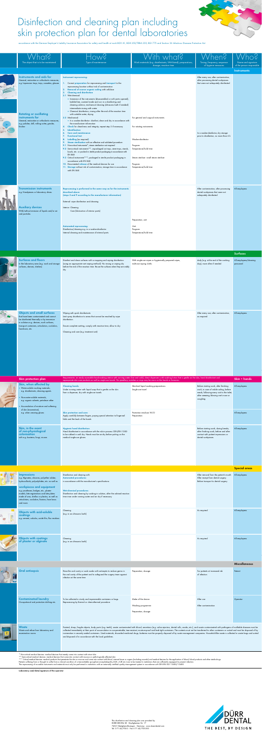# Disinfection and cleaning plan including skin protection plan for dental laboratories

accordance with the German Employer's Liability Insurance Association for safety and health at work BGV A1, BGR 250/TRBA 250, BGI 775 and Section 36 Infectious Diseases Protection Act

| What? The object that is to be maintained | How? Type of maintenance | With what? Work materials (e.g. disinfectants, WA-listed), preparations, dosage, reaction time | When? Timing, frequency, sequence of hygiene measures | Who? Name and signature of the person responsible |
|---|---|---|---|---|
| | | | | **Instruments** |
| **Instruments and aids for** General, restorative or orthodontic measures, e.g. Impression trays, trays, cuvettes, glasses<br><br>**Rotating or oscillating instruments for** General, restorative or orthodontic measures, e.g. polisher, drill, milling cutter, grinder, finisher | **Instrument reprocessing:**<br>1. Correct preparation for reprocessing and transport to the reprocessing location without risk of contamination<br>2. Removal of coarse organic soiling with cellulose<br>3. Cleaning and disinfection<br>3.1 Wet-chemical:<br>• Immersion of the instruments (disassembled or with joints opened), bubble-free, covered inside and out, in a disinfecting and cleaning solution, mechanical cleaning (ultrasonic bath if needed) intermediate rinsing with water<br>• Chemical disinfection, rinsing after the end of the reaction time with suitable water, drying<br>3.2 Mechanical:<br>• In a washer-disinfector: disinfect, clean and dry in accordance with the manufacturer information<br>4. Check for cleanliness and integrity, repeat step 3 if necessary<br>5. Identification<br>6. Care and maintenance<br>7. Functional test<br>8. Labelling (as required)<br>9. Steam sterilisation with an effective and validated procedure:<br>9.1 Noncritical instruments*: steam sterilisation not required<br>9.2 Semicritical instruments**: unpackaged on trays, sieve trays, stands, boards, etc. or packed in sterile product packaging in accordance with EN 868<br>9.3 Critical instruments***: packaged in sterile product packaging in accordance with EN 868<br>10. Documented release of the medical devices for use<br>11. Storage without risk of contamination, storage time in accordance with EN 868 | For general and surgical instruments:<br><br>For rotating instruments:<br><br>Washer-disinfector:<br><br>Program:<br>Temperature/hold time:<br><br>Steam steriliser: small steam steriliser<br><br>Program:<br>Temperature/hold time: | After every use, after contamination, after processing dental workpieces that were not adequately disinfected<br><br>In a washer-disinfector, dry storage prior to disinfection, no more than 6 h | |
| **Transmission instruments** e.g. Handpieces or laboratory drives<br><br>**Auxiliary devices** With/without emission of liquids and/or air and particles | Reprocessing is performed in the same way as for the instruments described above (steps 3 and 9 according to the manufacturer information)<br><br>External: wipe disinfection and cleaning<br><br>Interior: Cleaning<br>Care (lubrication of interior parts)<br><br>**Automated reprocessing:**<br>Disinfection/cleaning e.g. in a washer-disinfector<br>Internal cleaning and maintenance of internal parts | Preparation, unit:<br><br>Unit:<br>Program:<br>Temperature/hold time: | After contamination, after processing dental workpieces that were not adequately disinfected | All employees |
| | | | | **Surfaces** |
| **Surfaces and floors** In the laboratory area (e.g. work and storage surfaces, devices, shelves) | Disinfect and clean surfaces with a mopping and wiping disinfection (using an appropriate wet wiping method). No rinsing or wiping dry before the end of the reaction time. Reuse the surfaces when they are visibly dry. | With single-use wipes or hygienically prepared wipes, multi-use wiping cloths | daily (e.g. at the end of the working day), more often if needed | All employees/cleaning personnel |
| **Objects and small surfaces** that have been contaminated and cannot be disinfected thermally or by immersion in solutions e.g. devices, work surfaces, transport containers, articulators, occludors, facebows, etc. | Wiping with quick disinfectants<br>Limit spray disinfection to areas that cannot be reached by wipe disinfection.<br><br>Ensure complete wetting, comply with reaction time, allow to dry<br><br>Cleaning and care (e.g. treatment unit) | | After every use, after contamination, as required | All employees |
| **Skin protection plan** | Requirements: an easily accessible hand-washing station with running water (hot and cold), direct dispensers with washing lotion that is gentle on the skin, hand disinfectant and appropriate skin care products as well as single-use towels. No jewellery, watches or rings may be worn on the hands or forearms | | | **Skin + hands** |
| **Skin, when affected by**<br>• Water-soluble working materials, e.g. disinfectants, cleaning agents<br>• Non-water-soluble materials, e.g. organic solvents, petroleum ether<br>• Accumulation of moisture and softening of skin (maceration), e.g. when wearing gloves | **Cleaning hands**<br>Under running water with liquid soap that is gentle on the skin from a dispenser, dry with single-use towels<br><br>**Skin protection and care**<br>Apply carefully between fingers, paying special attention to finger nail folds and the back of the hands | Identical liquid washing preparations Single-use towel<br><br>Protection emulsion W/O<br>Preparation: | Before starting work, after finishing work, in case of visible soiling, meals, following every visit to the toilet after sneezing, blowing one's nose or coughing | All employees<br><br>All employees |
| **Skin, in the event of non-physiological colonisation** with e.g. bacteria, fungi, viruses | **Hygienic hand disinfection**<br>Hand disinfectant in accordance with the rub-in process CEN/EN 1500 to be rubbed in until dry. Hands must be as dry before putting on the medical single-use gloves | | Before starting work, during breaks, after finishing work, before and after contact with patient impressions or dental workpieces | All employees |
| | | | | **Special areas** |
| **Impressions** e.g. Alginates, silicones, polyether rubber, hydrocolloids, polysulphides, etc. as well as<br><br>**workpieces and equipment** e.g. prostheses, bridges, etc., plaster models, bite registrations and bite plates made of wax, shellac or plastics, as well as articulators, occludors, facebows, face bows and more | Disinfection and cleaning with<br>**Automated procedures**<br>in accordance with the manufacturer's specifications<br><br>**Wet-chemical procedures**<br>Disinfection and cleaning by soaking in solution, after the advised reaction time rinse under running water and air dry if necessary | | After removal from the patient's mouth<br>After receipt from dental surgery<br>Before transport to dental surgery | All employees |
| **Objects with acid-soluble coatings** e.g. cement, calculus, oxide film, flux residues | Cleaning<br>(e.g. in an ultrasonic bath) | | As required | All employees |
| **Objects with coatings of plaster or alginate** | Cleaning<br>(e.g. in an ultrasonic bath) | | As required | All employees |
| | | | | **Miscellaneous** |
| **Oral antisepsis** | Rinse the oral cavity or swab cavities with antiseptic to reduce germs in the oral cavity of the patient and to safeguard the surgery team against infection at the same time | Preparation, dosage: | For patients at increased risk of infection | Patient |
| **Contaminated laundry** Occupational and protective clothing etc. | To be collected in sturdy and impermeable containers or bags<br>Reprocessing by thermal or chemothermal procedure | Make of the device:<br><br>Washing programme:<br><br>Preparation, dosage: | After use<br><br>After contamination | Operator |
| **Waste** Waste and refuse from laboratory and examination rooms | Pointed, sharp, fragile objects, body parts (e.g. teeth), waste contaminated with blood, secretions (e.g. saliva ejectors, dental rolls, swabs, etc.), and waste contaminated with pathogens of notifiable diseases must be collected immediately at their point of accumulation in non-penetrable, tear-resistant, moisture-proof and leak-tight containers. The contents must not be transferred to other containers or sorted and must be disposed of by incineration in securely sealed containers. Used materials, discarded medicinal drugs, batteries must be properly disposed of by waste management companies. Household-like waste is collected in waste bags and sorted and disposed of in accordance with the local guidelines. | | | |

\* Noncritical medical devices: medical devices that merely come into contact with intact skin
\*\* Semicritical medical devices: medical devices that come into contact with mucosa or pathologically affected skin
\*\*\* Critical medical devices: medical products that penetrate the skin or mucosa and come into contact with blood, internal tissue or organs (including wounds) and medical devices for the application of blood, blood products and other sterile drugs
Patients suffering from or thought to suffer from a clinical condition of a transmissible spongiform encephalopathy (CJD, vCJD etc.) are to be treated in institutions that are sufficiently equipped to prevent infection.
The reprocessing of re-usable instruments and materials must only be performed in institutions with an externally certified quality management system in accordance with EN EN ISO 13485/13488.

Laboratory seal/date/signature of the operator

This disinfection and cleaning plan was provided by:
DÜRR DENTAL SE · Höpfigheimer Str. 17
74321 Bietigheim-Bissingen · Germany · www.duerrdental.com
Tel. 0 71 42/705-0 · Fax 0 71 42/705-500

DÜRR DENTAL
THE BEST, BY DESIGN